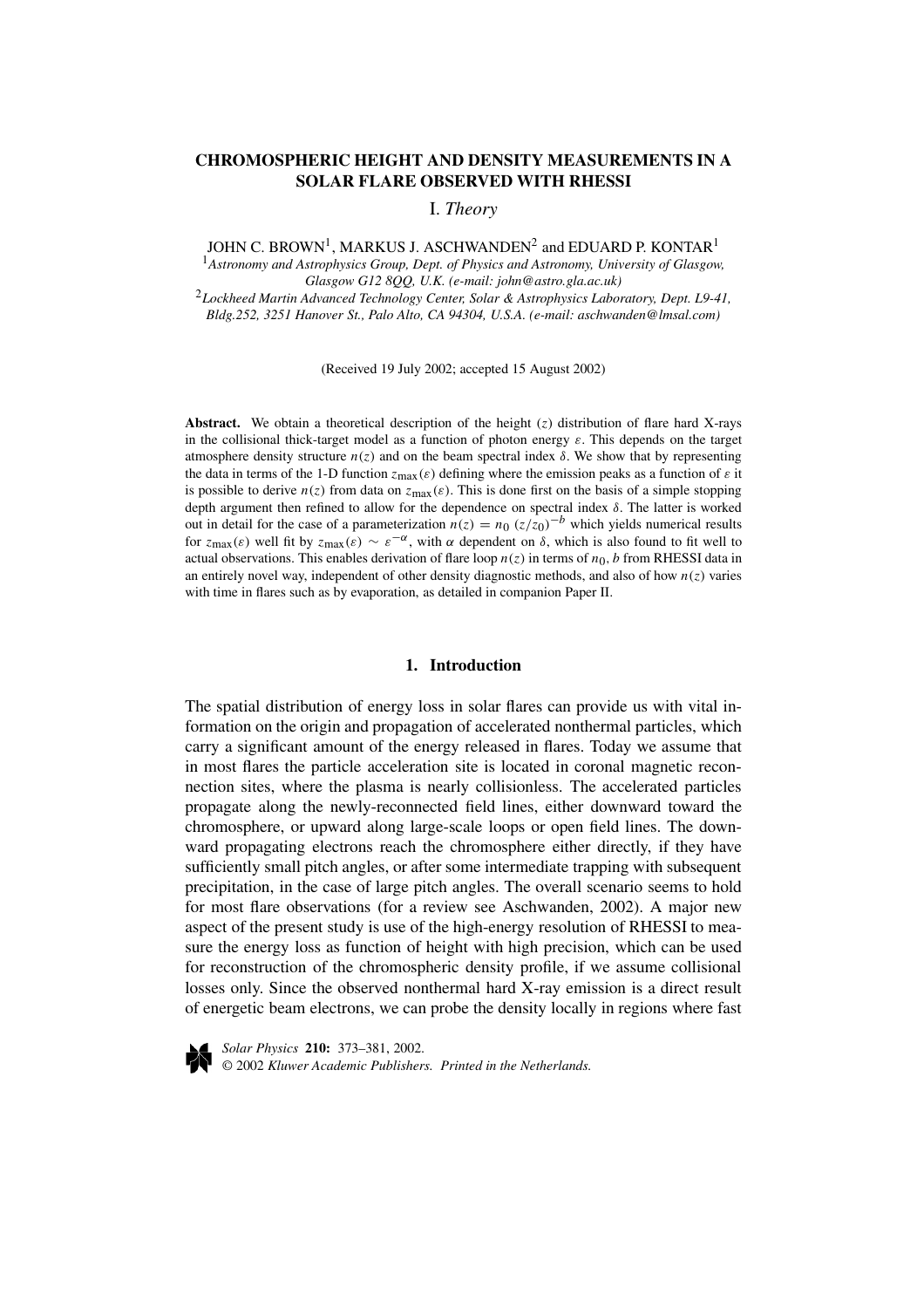# CHROMOSPHERIC HEIGHT AND DENSITY MEASUREMENTS IN A SOLAR FLARE OBSERVED WITH RHESSI

## I. *Theory*

JOHN C. BROWN[1], MARKUS J. ASCHWANDEN[2] and EDUARD P. KONTAR[1]

[1]*Astronomy and Astrophysics Group, Dept. of Physics and Astronomy, University of Glasgow, Glasgow G12 8QQ, U.K. (e-mail: john@astro.gla.ac.uk)*

[2]*Lockheed Martin Advanced Technology Center, Solar & Astrophysics Laboratory, Dept. L9-41, Bldg.252, 3251 Hanover St., Palo Alto, CA 94304, U.S.A. (e-mail: aschwanden@lmsal.com)*

(Received 19 July 2002; accepted 15 August 2002)

**Abstract.** We obtain a theoretical description of the height ($z$) distribution of flare hard X-rays in the collisional thick-target model as a function of photon energy $\varepsilon$. This depends on the target atmosphere density structure $n(z)$ and on the beam spectral index $\delta$. We show that by representing the data in terms of the 1-D function $z_{\max}(\varepsilon)$ defining where the emission peaks as a function of $\varepsilon$ it is possible to derive $n(z)$ from data on $z_{\max}(\varepsilon)$. This is done first on the basis of a simple stopping depth argument then refined to allow for the dependence on spectral index $\delta$. The latter is worked out in detail for the case of a parameterization $n(z) = n_0\,(z/z_0)^{-b}$ which yields numerical results for $z_{\max}(\varepsilon)$ well fit by $z_{\max}(\varepsilon) \sim \varepsilon^{-\alpha}$, with $\alpha$ dependent on $\delta$, which is also found to fit well to actual observations. This enables derivation of flare loop $n(z)$ in terms of $n_0$, $b$ from RHESSI data in an entirely novel way, independent of other density diagnostic methods, and also of how $n(z)$ varies with time in flares such as by evaporation, as detailed in companion Paper II.

## 1. Introduction

The spatial distribution of energy loss in solar flares can provide us with vital information on the origin and propagation of accelerated nonthermal particles, which carry a significant amount of the energy released in flares. Today we assume that in most flares the particle acceleration site is located in coronal magnetic reconnection sites, where the plasma is nearly collisionless. The accelerated particles propagate along the newly-reconnected field lines, either downward toward the chromosphere, or upward along large-scale loops or open field lines. The downward propagating electrons reach the chromosphere either directly, if they have sufficiently small pitch angles, or after some intermediate trapping with subsequent precipitation, in the case of large pitch angles. The overall scenario seems to hold for most flare observations (for a review see Aschwanden, 2002). A major new aspect of the present study is use of the high-energy resolution of RHESSI to measure the energy loss as function of height with high precision, which can be used for reconstruction of the chromospheric density profile, if we assume collisional losses only. Since the observed nonthermal hard X-ray emission is a direct result of energetic beam electrons, we can probe the density locally in regions where fast

*Solar Physics* **210:** 373–381, 2002.
© 2002 *Kluwer Academic Publishers. Printed in the Netherlands.*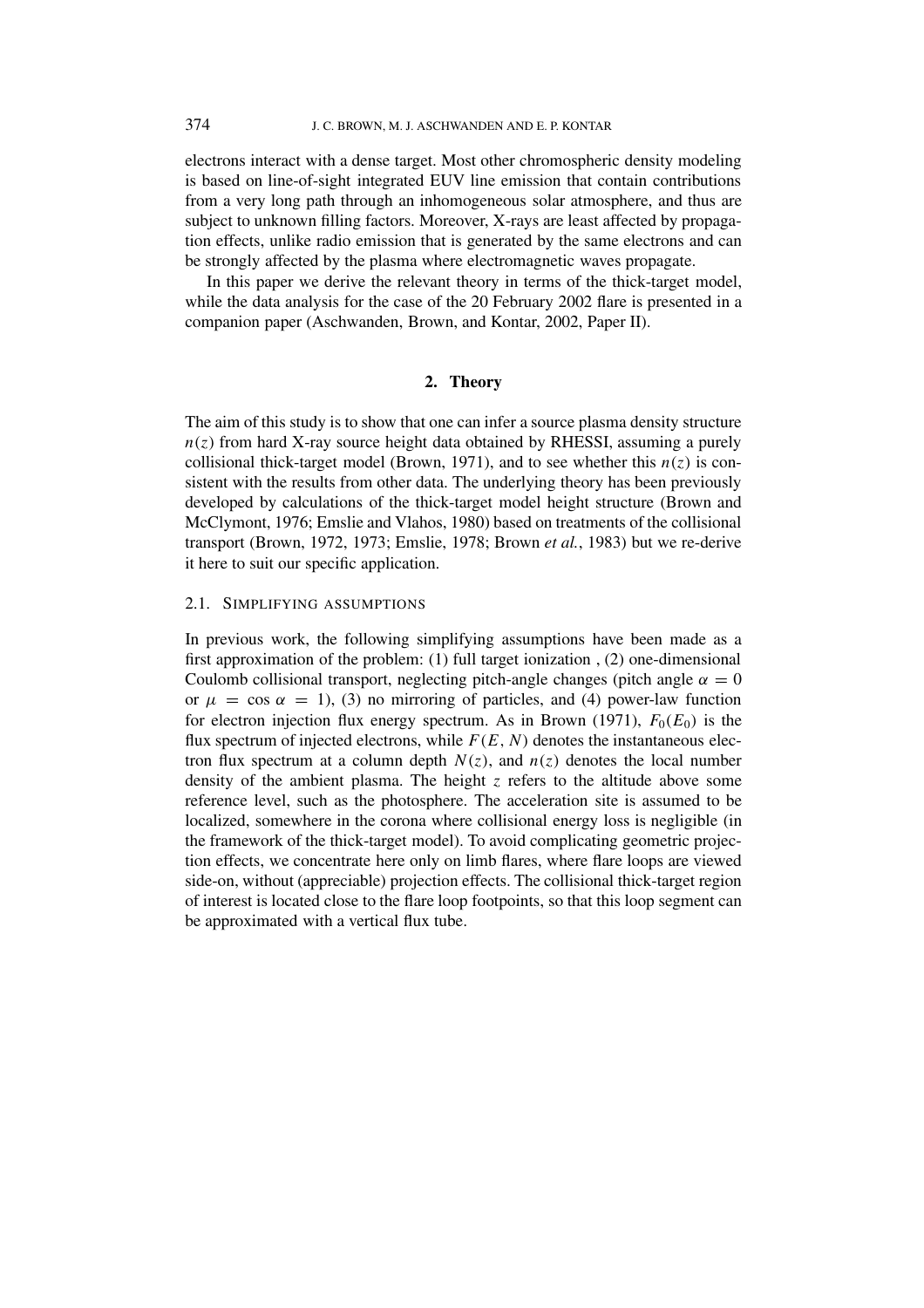electrons interact with a dense target. Most other chromospheric density modeling is based on line-of-sight integrated EUV line emission that contain contributions from a very long path through an inhomogeneous solar atmosphere, and thus are subject to unknown filling factors. Moreover, X-rays are least affected by propagation effects, unlike radio emission that is generated by the same electrons and can be strongly affected by the plasma where electromagnetic waves propagate.

In this paper we derive the relevant theory in terms of the thick-target model, while the data analysis for the case of the 20 February 2002 flare is presented in a companion paper (Aschwanden, Brown, and Kontar, 2002, Paper II).

## 2. Theory

The aim of this study is to show that one can infer a source plasma density structure $n(z)$ from hard X-ray source height data obtained by RHESSI, assuming a purely collisional thick-target model (Brown, 1971), and to see whether this $n(z)$ is consistent with the results from other data. The underlying theory has been previously developed by calculations of the thick-target model height structure (Brown and McClymont, 1976; Emslie and Vlahos, 1980) based on treatments of the collisional transport (Brown, 1972, 1973; Emslie, 1978; Brown *et al.*, 1983) but we re-derive it here to suit our specific application.

### 2.1. Simplifying Assumptions

In previous work, the following simplifying assumptions have been made as a first approximation of the problem: (1) full target ionization , (2) one-dimensional Coulomb collisional transport, neglecting pitch-angle changes (pitch angle $\alpha = 0$ or $\mu = \cos\alpha = 1$), (3) no mirroring of particles, and (4) power-law function for electron injection flux energy spectrum. As in Brown (1971), $F_0(E_0)$ is the flux spectrum of injected electrons, while $F(E, N)$ denotes the instantaneous electron flux spectrum at a column depth $N(z)$, and $n(z)$ denotes the local number density of the ambient plasma. The height $z$ refers to the altitude above some reference level, such as the photosphere. The acceleration site is assumed to be localized, somewhere in the corona where collisional energy loss is negligible (in the framework of the thick-target model). To avoid complicating geometric projection effects, we concentrate here only on limb flares, where flare loops are viewed side-on, without (appreciable) projection effects. The collisional thick-target region of interest is located close to the flare loop footpoints, so that this loop segment can be approximated with a vertical flux tube.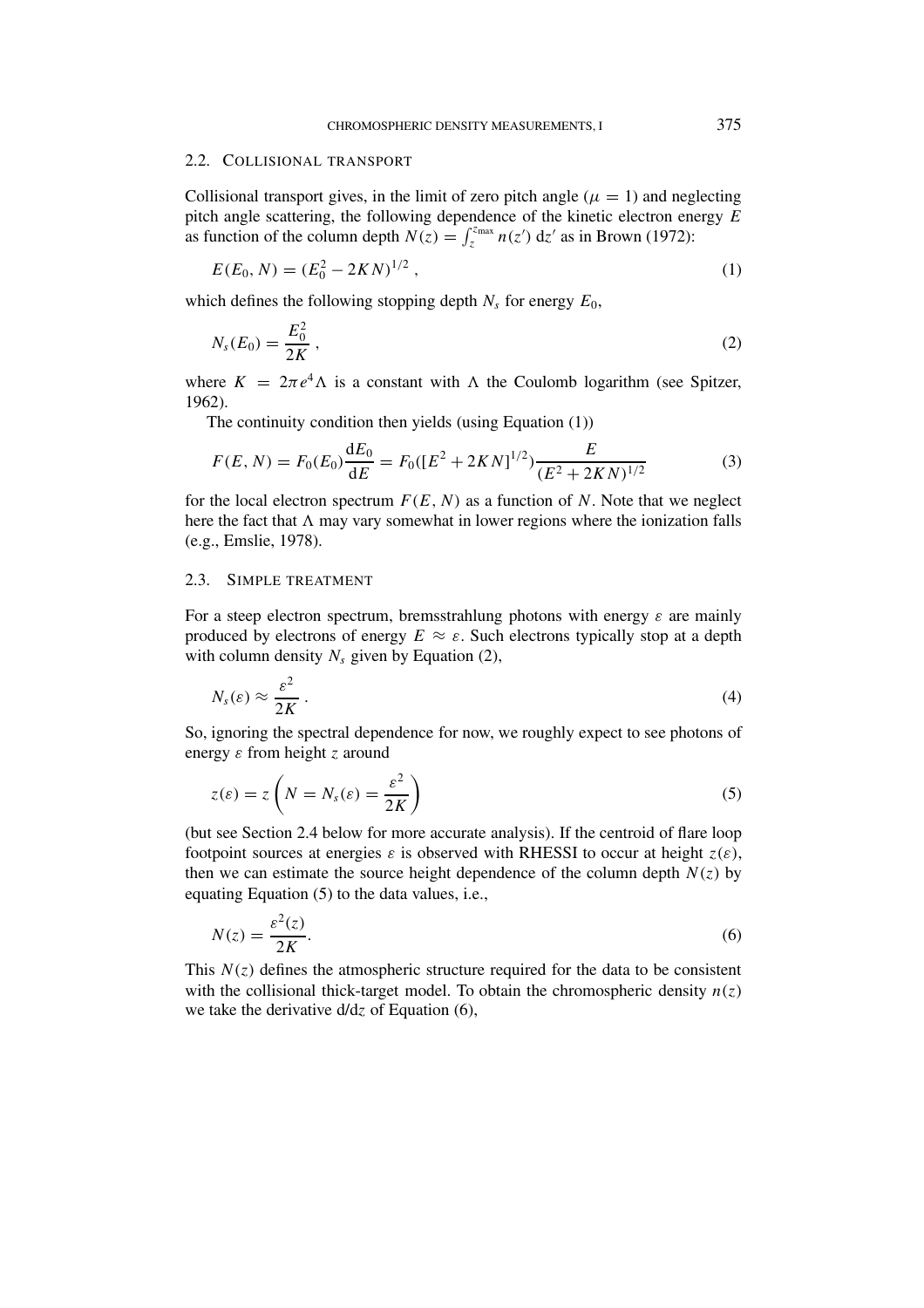### 2.2. Collisional transport

Collisional transport gives, in the limit of zero pitch angle ($\mu = 1$) and neglecting pitch angle scattering, the following dependence of the kinetic electron energy $E$ as function of the column depth $N(z) = \int_z^{z_{\max}} n(z')\,\mathrm{d}z'$ as in Brown (1972):

$$E(E_0, N) = (E_0^2 - 2KN)^{1/2}\,, \tag{1}$$

which defines the following stopping depth $N_s$ for energy $E_0$,

$$N_s(E_0) = \frac{E_0^2}{2K}\,, \tag{2}$$

where $K = 2\pi e^4 \Lambda$ is a constant with $\Lambda$ the Coulomb logarithm (see Spitzer, 1962).

The continuity condition then yields (using Equation (1))

$$F(E, N) = F_0(E_0)\frac{\mathrm{d}E_0}{\mathrm{d}E} = F_0([E^2 + 2KN]^{1/2})\frac{E}{(E^2 + 2KN)^{1/2}} \tag{3}$$

for the local electron spectrum $F(E, N)$ as a function of $N$. Note that we neglect here the fact that $\Lambda$ may vary somewhat in lower regions where the ionization falls (e.g., Emslie, 1978).

### 2.3. Simple treatment

For a steep electron spectrum, bremsstrahlung photons with energy $\varepsilon$ are mainly produced by electrons of energy $E \approx \varepsilon$. Such electrons typically stop at a depth with column density $N_s$ given by Equation (2),

$$N_s(\varepsilon) \approx \frac{\varepsilon^2}{2K}\,. \tag{4}$$

So, ignoring the spectral dependence for now, we roughly expect to see photons of energy $\varepsilon$ from height $z$ around

$$z(\varepsilon) = z\left(N = N_s(\varepsilon) = \frac{\varepsilon^2}{2K}\right) \tag{5}$$

(but see Section 2.4 below for more accurate analysis). If the centroid of flare loop footpoint sources at energies $\varepsilon$ is observed with RHESSI to occur at height $z(\varepsilon)$, then we can estimate the source height dependence of the column depth $N(z)$ by equating Equation (5) to the data values, i.e.,

$$N(z) = \frac{\varepsilon^2(z)}{2K}. \tag{6}$$

This $N(z)$ defines the atmospheric structure required for the data to be consistent with the collisional thick-target model. To obtain the chromospheric density $n(z)$ we take the derivative $\mathrm{d}/\mathrm{d}z$ of Equation (6),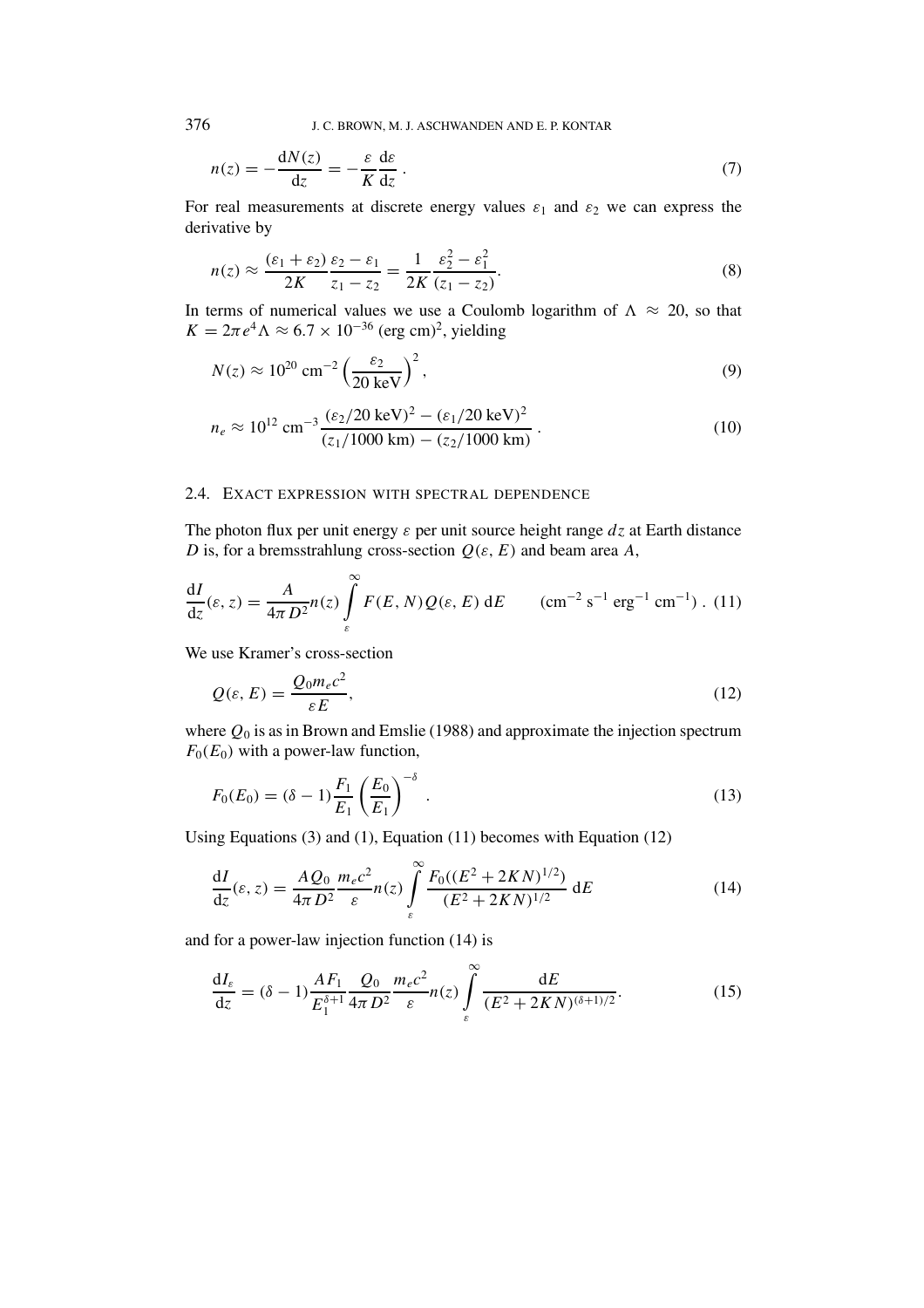$$n(z) = -\frac{\mathrm{d}N(z)}{\mathrm{d}z} = -\frac{\varepsilon}{K}\frac{\mathrm{d}\varepsilon}{\mathrm{d}z} \, . \tag{7}$$

For real measurements at discrete energy values $\varepsilon_1$ and $\varepsilon_2$ we can express the derivative by

$$n(z) \approx \frac{(\varepsilon_1 + \varepsilon_2)}{2K}\frac{\varepsilon_2 - \varepsilon_1}{z_1 - z_2} = \frac{1}{2K}\frac{\varepsilon_2^2 - \varepsilon_1^2}{(z_1 - z_2)}. \tag{8}$$

In terms of numerical values we use a Coulomb logarithm of $\Lambda \approx 20$, so that $K = 2\pi e^4 \Lambda \approx 6.7 \times 10^{-36}$ (erg cm)$^2$, yielding

$$N(z) \approx 10^{20}\ \mathrm{cm}^{-2} \left(\frac{\varepsilon_2}{20\ \mathrm{keV}}\right)^2, \tag{9}$$

$$n_e \approx 10^{12}\ \mathrm{cm}^{-3} \frac{(\varepsilon_2/20\ \mathrm{keV})^2 - (\varepsilon_1/20\ \mathrm{keV})^2}{(z_1/1000\ \mathrm{km}) - (z_2/1000\ \mathrm{km})} \, . \tag{10}$$

### 2.4. Exact expression with spectral dependence

The photon flux per unit energy $\varepsilon$ per unit source height range $dz$ at Earth distance $D$ is, for a bremsstrahlung cross-section $Q(\varepsilon, E)$ and beam area $A$,

$$\frac{\mathrm{d}I}{\mathrm{d}z}(\varepsilon, z) = \frac{A}{4\pi D^2} n(z) \int_{\varepsilon}^{\infty} F(E, N) Q(\varepsilon, E)\, \mathrm{d}E \qquad (\mathrm{cm}^{-2}\ \mathrm{s}^{-1}\ \mathrm{erg}^{-1}\ \mathrm{cm}^{-1}) \, . \tag{11}$$

We use Kramer's cross-section

$$Q(\varepsilon, E) = \frac{Q_0 m_e c^2}{\varepsilon E}, \tag{12}$$

where $Q_0$ is as in Brown and Emslie (1988) and approximate the injection spectrum $F_0(E_0)$ with a power-law function,

$$F_0(E_0) = (\delta - 1)\frac{F_1}{E_1}\left(\frac{E_0}{E_1}\right)^{-\delta} \, . \tag{13}$$

Using Equations (3) and (1), Equation (11) becomes with Equation (12)

$$\frac{\mathrm{d}I}{\mathrm{d}z}(\varepsilon, z) = \frac{AQ_0}{4\pi D^2}\frac{m_e c^2}{\varepsilon} n(z) \int_{\varepsilon}^{\infty} \frac{F_0((E^2 + 2KN)^{1/2})}{(E^2 + 2KN)^{1/2}}\, \mathrm{d}E \tag{14}$$

and for a power-law injection function (14) is

$$\frac{\mathrm{d}I_\varepsilon}{\mathrm{d}z} = (\delta - 1)\frac{AF_1}{E_1^{\delta+1}}\frac{Q_0}{4\pi D^2}\frac{m_e c^2}{\varepsilon} n(z) \int_{\varepsilon}^{\infty} \frac{\mathrm{d}E}{(E^2 + 2KN)^{(\delta+1)/2}}. \tag{15}$$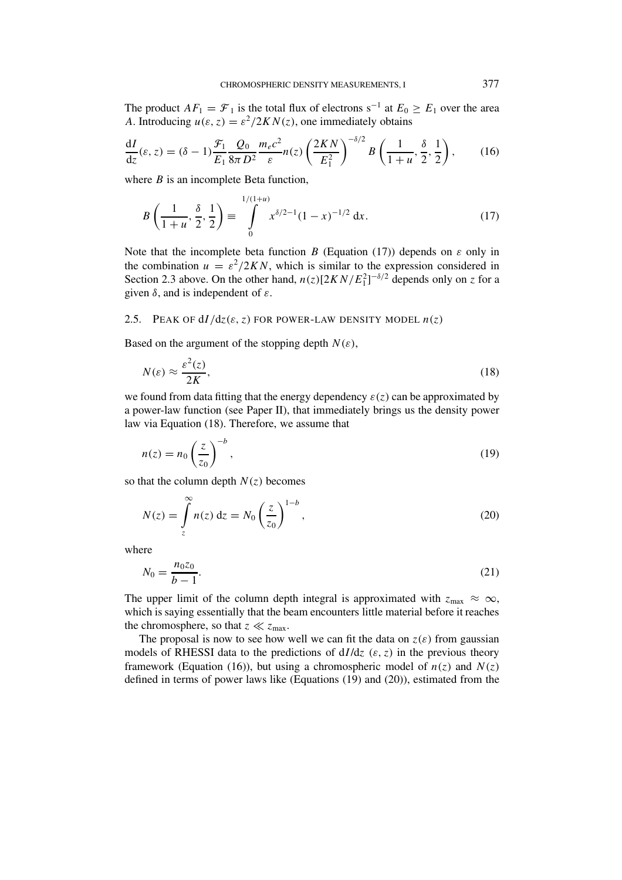The product $AF_1 = \mathcal{F}_1$ is the total flux of electrons $\mathrm{s}^{-1}$ at $E_0 \geq E_1$ over the area $A$. Introducing $u(\varepsilon, z) = \varepsilon^2/2KN(z)$, one immediately obtains

$$\frac{\mathrm{d}I}{\mathrm{d}z}(\varepsilon, z) = (\delta - 1)\frac{\mathcal{F}_1}{E_1}\frac{Q_0}{8\pi D^2}\frac{m_e c^2}{\varepsilon} n(z) \left(\frac{2KN}{E_1^2}\right)^{-\delta/2} B\left(\frac{1}{1+u}, \frac{\delta}{2}, \frac{1}{2}\right), \tag{16}$$

where $B$ is an incomplete Beta function,

$$B\left(\frac{1}{1+u}, \frac{\delta}{2}, \frac{1}{2}\right) \equiv \int_0^{1/(1+u)} x^{\delta/2-1}(1-x)^{-1/2}\, \mathrm{d}x. \tag{17}$$

Note that the incomplete beta function $B$ (Equation (17)) depends on $\varepsilon$ only in the combination $u = \varepsilon^2/2KN$, which is similar to the expression considered in Section 2.3 above. On the other hand, $n(z)[2KN/E_1^2]^{-\delta/2}$ depends only on $z$ for a given $\delta$, and is independent of $\varepsilon$.

## 2.5. Peak of $\mathrm{d}I/\mathrm{d}z(\varepsilon, z)$ for power-law density model $n(z)$

Based on the argument of the stopping depth $N(\varepsilon)$,

$$N(\varepsilon) \approx \frac{\varepsilon^2(z)}{2K}, \tag{18}$$

we found from data fitting that the energy dependency $\varepsilon(z)$ can be approximated by a power-law function (see Paper II), that immediately brings us the density power law via Equation (18). Therefore, we assume that

$$n(z) = n_0 \left(\frac{z}{z_0}\right)^{-b}, \tag{19}$$

so that the column depth $N(z)$ becomes

$$N(z) = \int_z^{\infty} n(z)\, \mathrm{d}z = N_0 \left(\frac{z}{z_0}\right)^{1-b}, \tag{20}$$

where

$$N_0 = \frac{n_0 z_0}{b-1}. \tag{21}$$

The upper limit of the column depth integral is approximated with $z_{\max} \approx \infty$, which is saying essentially that the beam encounters little material before it reaches the chromosphere, so that $z \ll z_{\max}$.

The proposal is now to see how well we can fit the data on $z(\varepsilon)$ from gaussian models of RHESSI data to the predictions of $\mathrm{d}I/\mathrm{d}z\ (\varepsilon, z)$ in the previous theory framework (Equation (16)), but using a chromospheric model of $n(z)$ and $N(z)$ defined in terms of power laws like (Equations (19) and (20)), estimated from the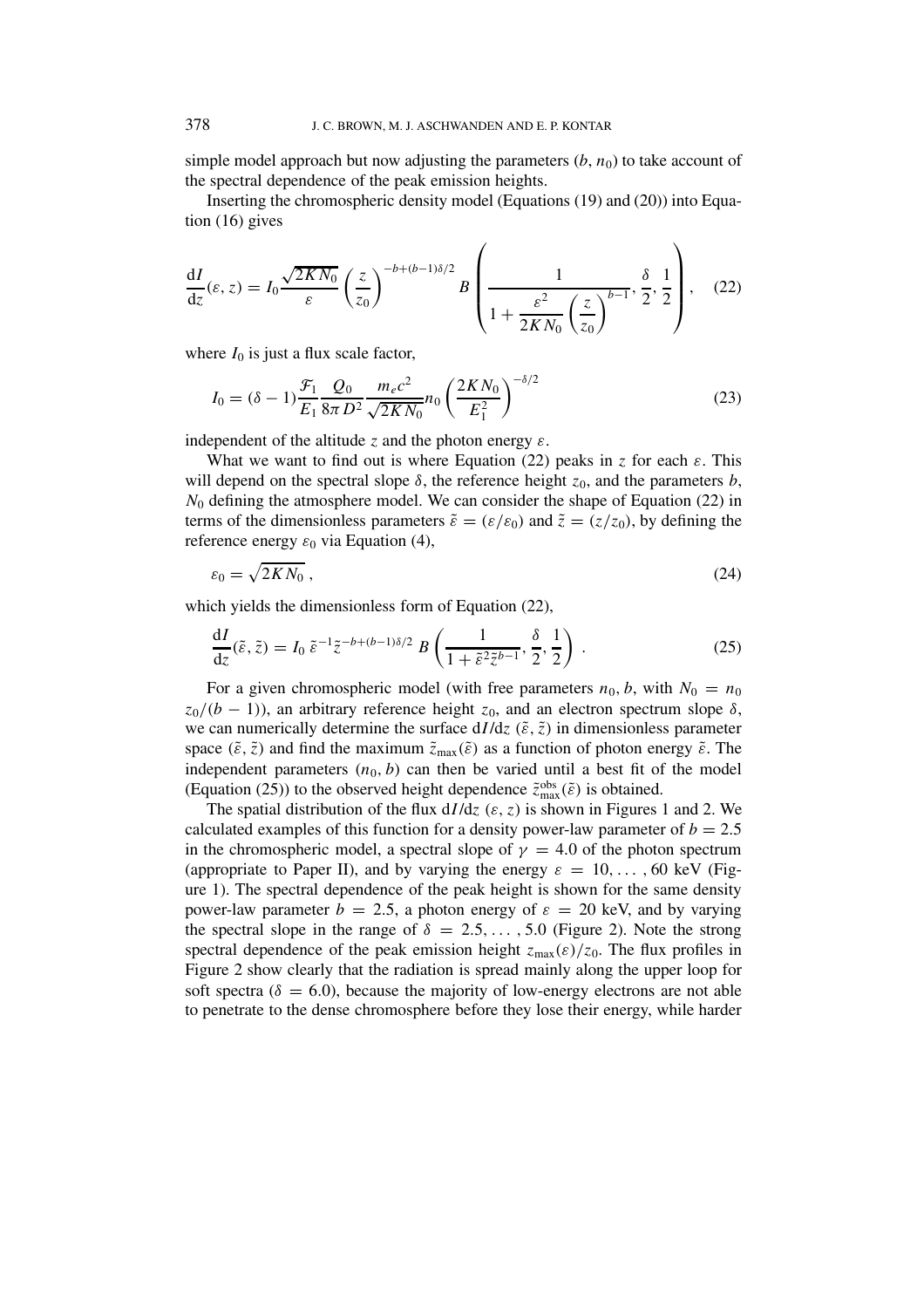simple model approach but now adjusting the parameters ($b$, $n_0$) to take account of the spectral dependence of the peak emission heights.

Inserting the chromospheric density model (Equations (19) and (20)) into Equation (16) gives

$$\frac{dI}{dz}(\varepsilon, z) = I_0 \frac{\sqrt{2KN_0}}{\varepsilon} \left(\frac{z}{z_0}\right)^{-b+(b-1)\delta/2} B\left(\frac{1}{1+\dfrac{\varepsilon^2}{2KN_0}\left(\dfrac{z}{z_0}\right)^{b-1}}, \frac{\delta}{2}, \frac{1}{2}\right), \quad (22)$$

where $I_0$ is just a flux scale factor,

$$I_0 = (\delta - 1)\frac{\mathcal{F}_1}{E_1}\frac{Q_0}{8\pi D^2}\frac{m_e c^2}{\sqrt{2KN_0}} n_0 \left(\frac{2KN_0}{E_1^2}\right)^{-\delta/2} \quad (23)$$

independent of the altitude $z$ and the photon energy $\varepsilon$.

What we want to find out is where Equation (22) peaks in $z$ for each $\varepsilon$. This will depend on the spectral slope $\delta$, the reference height $z_0$, and the parameters $b$, $N_0$ defining the atmosphere model. We can consider the shape of Equation (22) in terms of the dimensionless parameters $\tilde{\varepsilon} = (\varepsilon/\varepsilon_0)$ and $\tilde{z} = (z/z_0)$, by defining the reference energy $\varepsilon_0$ via Equation (4),

$$\varepsilon_0 = \sqrt{2KN_0}\,, \quad (24)$$

which yields the dimensionless form of Equation (22),

$$\frac{dI}{dz}(\tilde{\varepsilon}, \tilde{z}) = I_0\, \tilde{\varepsilon}^{-1} \tilde{z}^{-b+(b-1)\delta/2}\, B\left(\frac{1}{1+\tilde{\varepsilon}^2\tilde{z}^{b-1}}, \frac{\delta}{2}, \frac{1}{2}\right). \quad (25)$$

For a given chromospheric model (with free parameters $n_0$, $b$, with $N_0 = n_0 z_0/(b-1)$), an arbitrary reference height $z_0$, and an electron spectrum slope $\delta$, we can numerically determine the surface $dI/dz\ (\tilde{\varepsilon}, \tilde{z})$ in dimensionless parameter space $(\tilde{\varepsilon}, \tilde{z})$ and find the maximum $\tilde{z}_{\max}(\tilde{\varepsilon})$ as a function of photon energy $\tilde{\varepsilon}$. The independent parameters $(n_0, b)$ can then be varied until a best fit of the model (Equation (25)) to the observed height dependence $\tilde{z}^{\text{obs}}_{\max}(\tilde{\varepsilon})$ is obtained.

The spatial distribution of the flux $dI/dz\ (\varepsilon, z)$ is shown in Figures 1 and 2. We calculated examples of this function for a density power-law parameter of $b = 2.5$ in the chromospheric model, a spectral slope of $\gamma = 4.0$ of the photon spectrum (appropriate to Paper II), and by varying the energy $\varepsilon = 10, \ldots, 60$ keV (Figure 1). The spectral dependence of the peak height is shown for the same density power-law parameter $b = 2.5$, a photon energy of $\varepsilon = 20$ keV, and by varying the spectral slope in the range of $\delta = 2.5, \ldots, 5.0$ (Figure 2). Note the strong spectral dependence of the peak emission height $z_{\max}(\varepsilon)/z_0$. The flux profiles in Figure 2 show clearly that the radiation is spread mainly along the upper loop for soft spectra ($\delta = 6.0$), because the majority of low-energy electrons are not able to penetrate to the dense chromosphere before they lose their energy, while harder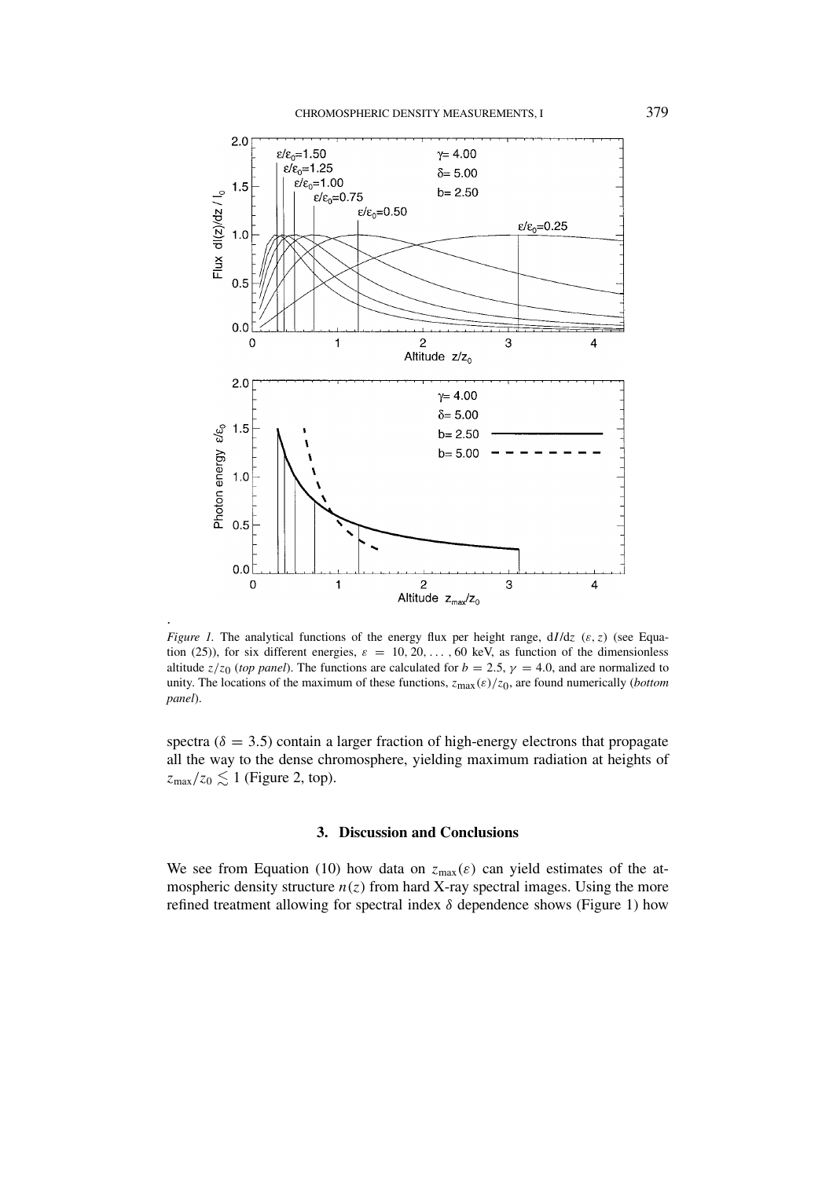*Figure 1.* The analytical functions of the energy flux per height range, $dI/dz\ (\varepsilon, z)$ (see Equation (25)), for six different energies, $\varepsilon = 10, 20, \ldots, 60$ keV, as function of the dimensionless altitude $z/z_0$ (*top panel*). The functions are calculated for $b = 2.5$, $\gamma = 4.0$, and are normalized to unity. The locations of the maximum of these functions, $z_{\max}(\varepsilon)/z_0$, are found numerically (*bottom panel*).

spectra ($\delta = 3.5$) contain a larger fraction of high-energy electrons that propagate all the way to the dense chromosphere, yielding maximum radiation at heights of $z_{\max}/z_0 \lesssim 1$ (Figure 2, top).

## 3. Discussion and Conclusions

We see from Equation (10) how data on $z_{\max}(\varepsilon)$ can yield estimates of the atmospheric density structure $n(z)$ from hard X-ray spectral images. Using the more refined treatment allowing for spectral index $\delta$ dependence shows (Figure 1) how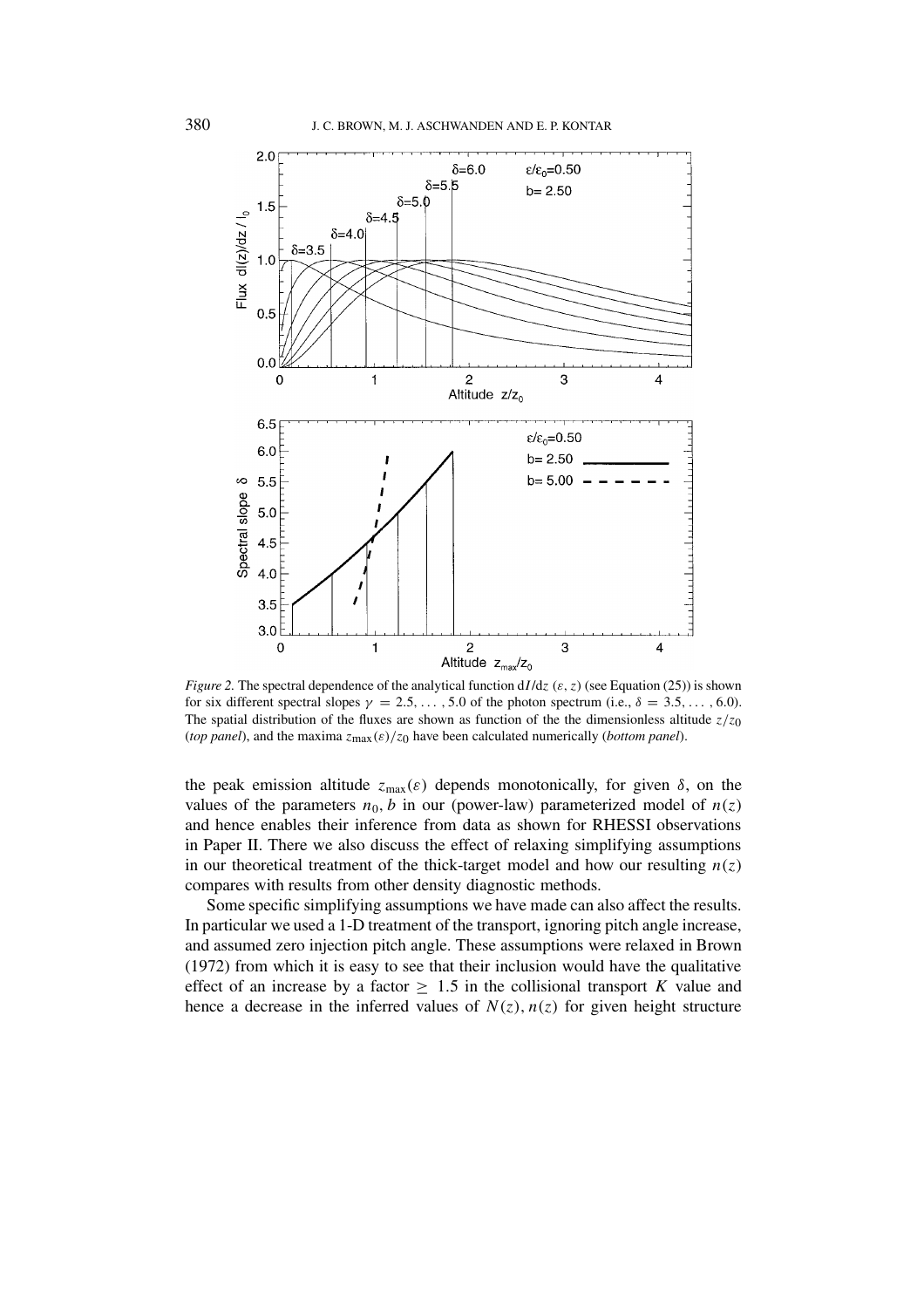*Figure 2.* The spectral dependence of the analytical function $dI/dz\ (\varepsilon, z)$ (see Equation (25)) is shown for six different spectral slopes $\gamma = 2.5, \ldots, 5.0$ of the photon spectrum (i.e., $\delta = 3.5, \ldots, 6.0$). The spatial distribution of the fluxes are shown as function of the the dimensionless altitude $z/z_0$ (*top panel*), and the maxima $z_{\max}(\varepsilon)/z_0$ have been calculated numerically (*bottom panel*).

the peak emission altitude $z_{\max}(\varepsilon)$ depends monotonically, for given $\delta$, on the values of the parameters $n_0, b$ in our (power-law) parameterized model of $n(z)$ and hence enables their inference from data as shown for RHESSI observations in Paper II. There we also discuss the effect of relaxing simplifying assumptions in our theoretical treatment of the thick-target model and how our resulting $n(z)$ compares with results from other density diagnostic methods.

Some specific simplifying assumptions we have made can also affect the results. In particular we used a 1-D treatment of the transport, ignoring pitch angle increase, and assumed zero injection pitch angle. These assumptions were relaxed in Brown (1972) from which it is easy to see that their inclusion would have the qualitative effect of an increase by a factor $\geq 1.5$ in the collisional transport $K$ value and hence a decrease in the inferred values of $N(z), n(z)$ for given height structure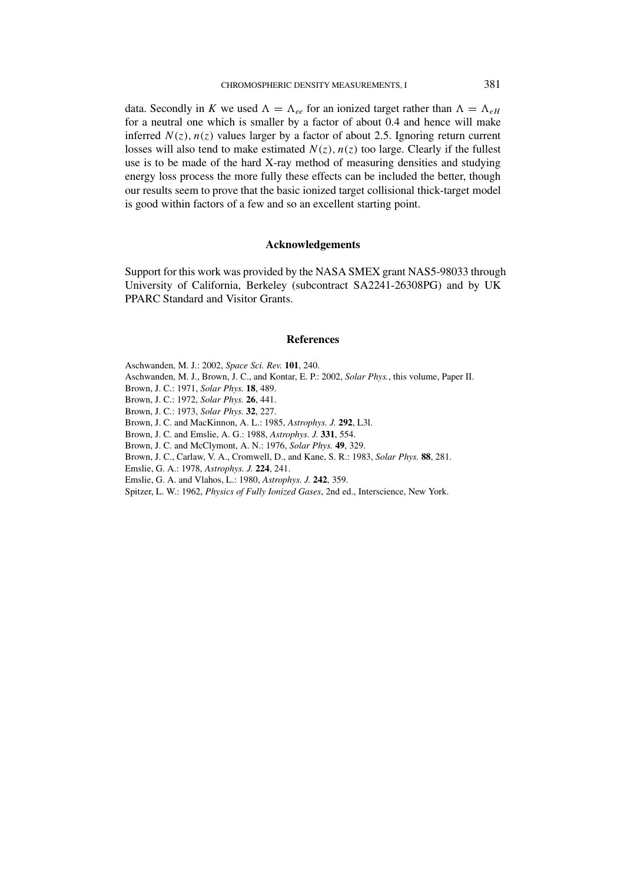data. Secondly in $K$ we used $\Lambda = \Lambda_{ee}$ for an ionized target rather than $\Lambda = \Lambda_{eH}$ for a neutral one which is smaller by a factor of about 0.4 and hence will make inferred $N(z)$, $n(z)$ values larger by a factor of about 2.5. Ignoring return current losses will also tend to make estimated $N(z)$, $n(z)$ too large. Clearly if the fullest use is to be made of the hard X-ray method of measuring densities and studying energy loss process the more fully these effects can be included the better, though our results seem to prove that the basic ionized target collisional thick-target model is good within factors of a few and so an excellent starting point.

## Acknowledgements

Support for this work was provided by the NASA SMEX grant NAS5-98033 through University of California, Berkeley (subcontract SA2241-26308PG) and by UK PPARC Standard and Visitor Grants.

## References

Aschwanden, M. J.: 2002, *Space Sci. Rev.* **101**, 240.
Aschwanden, M. J., Brown, J. C., and Kontar, E. P.: 2002, *Solar Phys.*, this volume, Paper II.
Brown, J. C.: 1971, *Solar Phys.* **18**, 489.
Brown, J. C.: 1972, *Solar Phys.* **26**, 441.
Brown, J. C.: 1973, *Solar Phys.* **32**, 227.
Brown, J. C. and MacKinnon, A. L.: 1985, *Astrophys. J.* **292**, L3l.
Brown, J. C. and Emslie, A. G.: 1988, *Astrophys. J.* **331**, 554.
Brown, J. C. and McClymont, A. N.: 1976, *Solar Phys.* **49**, 329.
Brown, J. C., Carlaw, V. A., Cromwell, D., and Kane, S. R.: 1983, *Solar Phys.* **88**, 281.
Emslie, G. A.: 1978, *Astrophys. J.* **224**, 241.
Emslie, G. A. and Vlahos, L.: 1980, *Astrophys. J.* **242**, 359.
Spitzer, L. W.: 1962, *Physics of Fully Ionized Gases*, 2nd ed., Interscience, New York.